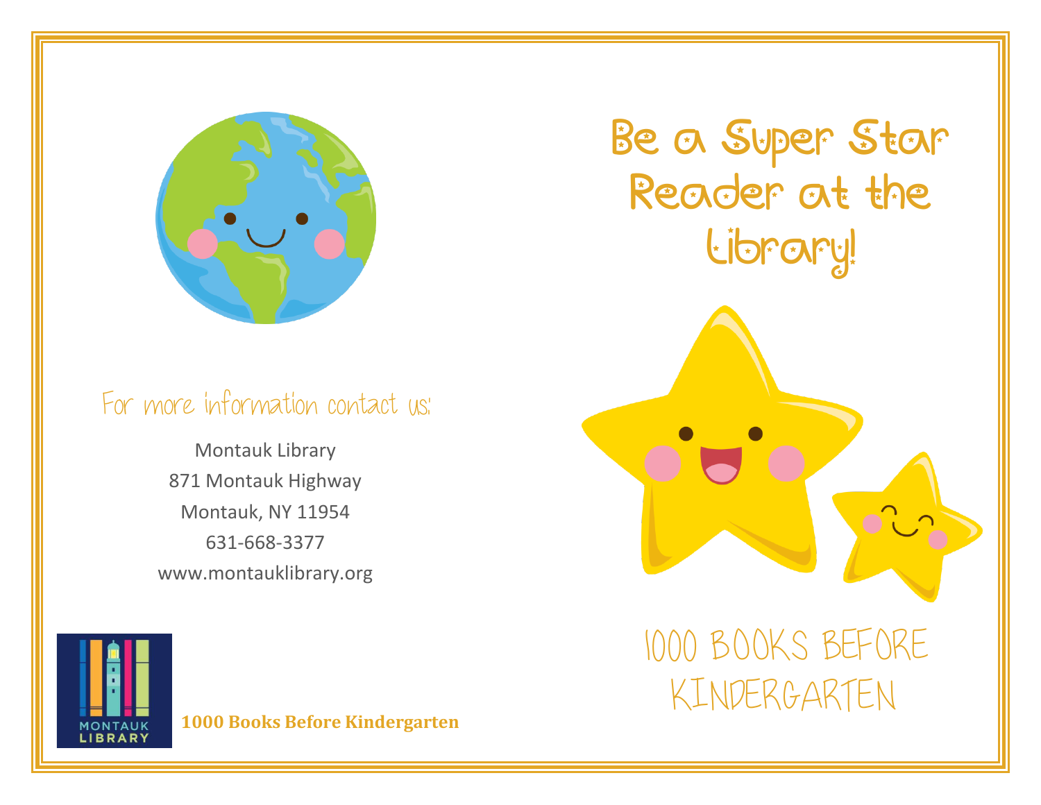For more information contact us:

Montauk Library
871 Montauk Highway
Montauk, NY 11954
631-668-3377
www.montauklibrary.org

MONTAUK LIBRARY

**1000 Books Before Kindergarten**

# Be a Super Star Reader at the Library!

## 1000 BOOKS BEFORE KINDERGARTEN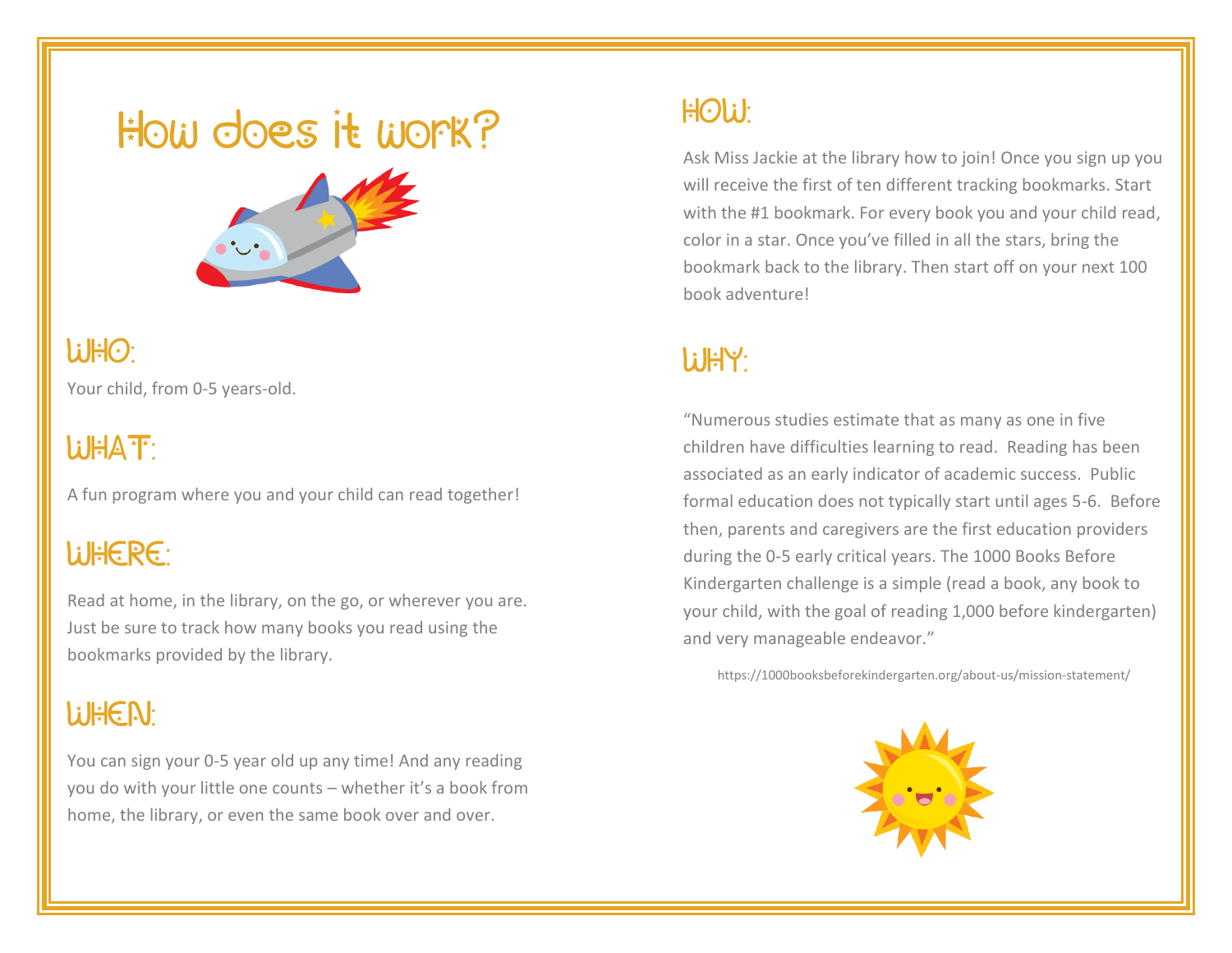# How does it work?

## WHO:

Your child, from 0-5 years-old.

## WHAT:

A fun program where you and your child can read together!

## WHERE:

Read at home, in the library, on the go, or wherever you are. Just be sure to track how many books you read using the bookmarks provided by the library.

## WHEN:

You can sign your 0-5 year old up any time! And any reading you do with your little one counts – whether it's a book from home, the library, or even the same book over and over.

## HOW:

Ask Miss Jackie at the library how to join! Once you sign up you will receive the first of ten different tracking bookmarks. Start with the #1 bookmark. For every book you and your child read, color in a star. Once you've filled in all the stars, bring the bookmark back to the library. Then start off on your next 100 book adventure!

## WHY:

"Numerous studies estimate that as many as one in five children have difficulties learning to read. Reading has been associated as an early indicator of academic success. Public formal education does not typically start until ages 5-6. Before then, parents and caregivers are the first education providers during the 0-5 early critical years. The 1000 Books Before Kindergarten challenge is a simple (read a book, any book to your child, with the goal of reading 1,000 before kindergarten) and very manageable endeavor."

https://1000booksbeforekindergarten.org/about-us/mission-statement/